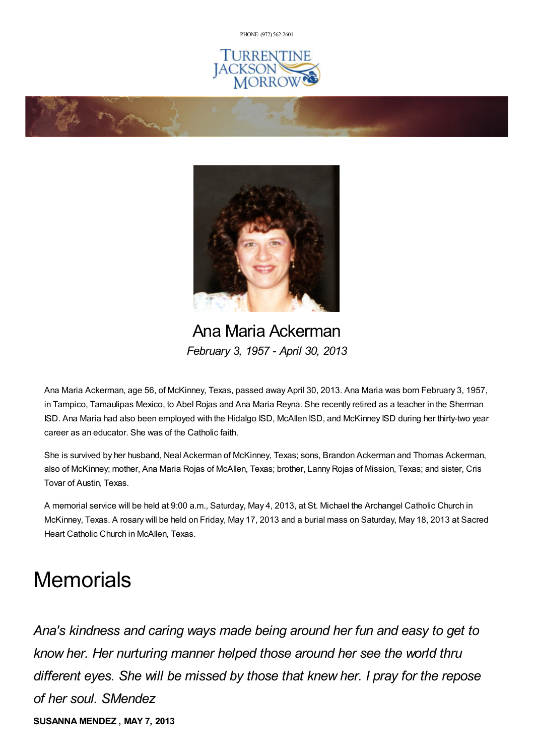PHONE: (972) 562-2601

TURRENTINE JACKSON MORROW

# Ana Maria Ackerman

*February 3, 1957 - April 30, 2013*

Ana Maria Ackerman, age 56, of McKinney, Texas, passed away April 30, 2013. Ana Maria was born February 3, 1957, in Tampico, Tamaulipas Mexico, to Abel Rojas and Ana Maria Reyna. She recently retired as a teacher in the Sherman ISD. Ana Maria had also been employed with the Hidalgo ISD, McAllen ISD, and McKinney ISD during her thirty-two year career as an educator. She was of the Catholic faith.

She is survived by her husband, Neal Ackerman of McKinney, Texas; sons, Brandon Ackerman and Thomas Ackerman, also of McKinney; mother, Ana Maria Rojas of McAllen, Texas; brother, Lanny Rojas of Mission, Texas; and sister, Cris Tovar of Austin, Texas.

A memorial service will be held at 9:00 a.m., Saturday, May 4, 2013, at St. Michael the Archangel Catholic Church in McKinney, Texas. A rosary will be held on Friday, May 17, 2013 and a burial mass on Saturday, May 18, 2013 at Sacred Heart Catholic Church in McAllen, Texas.

# Memorials

*Ana's kindness and caring ways made being around her fun and easy to get to know her. Her nurturing manner helped those around her see the world thru different eyes. She will be missed by those that knew her. I pray for the repose of her soul. SMendez*

**SUSANNA MENDEZ , MAY 7, 2013**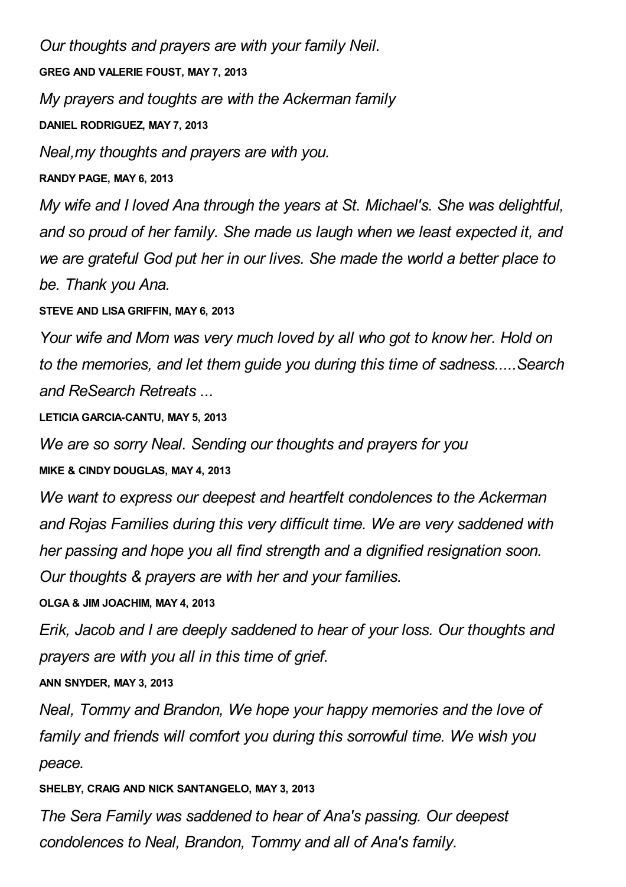*Our thoughts and prayers are with your family Neil.*

**GREG AND VALERIE FOUST, MAY 7, 2013**

*My prayers and toughts are with the Ackerman family*

**DANIEL RODRIGUEZ, MAY 7, 2013**

*Neal,my thoughts and prayers are with you.*

**RANDY PAGE, MAY 6, 2013**

*My wife and I loved Ana through the years at St. Michael's. She was delightful, and so proud of her family. She made us laugh when we least expected it, and we are grateful God put her in our lives. She made the world a better place to be. Thank you Ana.*

**STEVE AND LISA GRIFFIN, MAY 6, 2013**

*Your wife and Mom was very much loved by all who got to know her. Hold on to the memories, and let them guide you during this time of sadness.....Search and ReSearch Retreats ...*

**LETICIA GARCIA-CANTU, MAY 5, 2013**

*We are so sorry Neal. Sending our thoughts and prayers for you*

**MIKE & CINDY DOUGLAS, MAY 4, 2013**

*We want to express our deepest and heartfelt condolences to the Ackerman and Rojas Families during this very difficult time. We are very saddened with her passing and hope you all find strength and a dignified resignation soon. Our thoughts & prayers are with her and your families.*

**OLGA & JIM JOACHIM, MAY 4, 2013**

*Erik, Jacob and I are deeply saddened to hear of your loss. Our thoughts and prayers are with you all in this time of grief.*

**ANN SNYDER, MAY 3, 2013**

*Neal, Tommy and Brandon, We hope your happy memories and the love of family and friends will comfort you during this sorrowful time. We wish you peace.*

**SHELBY, CRAIG AND NICK SANTANGELO, MAY 3, 2013**

*The Sera Family was saddened to hear of Ana's passing. Our deepest condolences to Neal, Brandon, Tommy and all of Ana's family.*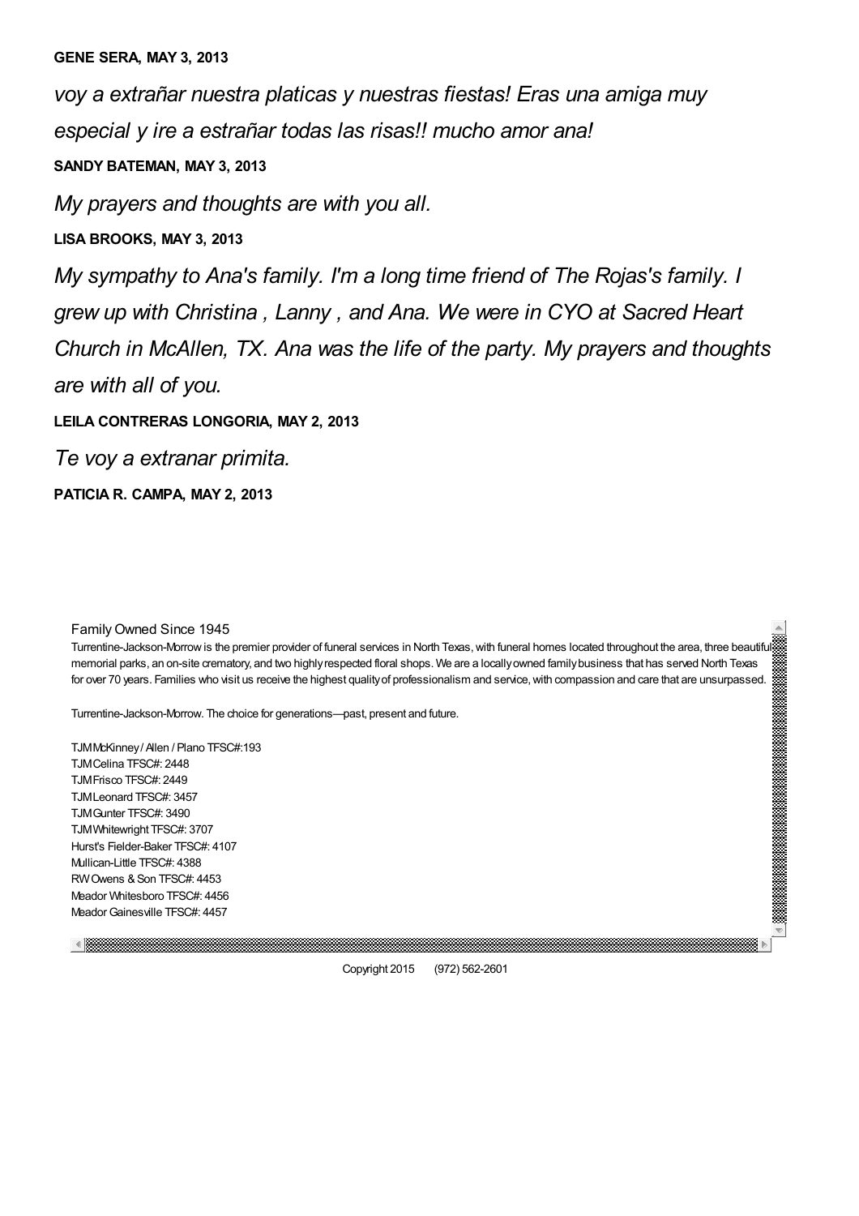**GENE SERA, MAY 3, 2013**

*voy a extrañar nuestra platicas y nuestras fiestas! Eras una amiga muy especial y ire a estrañar todas las risas!! mucho amor ana!*

**SANDY BATEMAN, MAY 3, 2013**

*My prayers and thoughts are with you all.*

**LISA BROOKS, MAY 3, 2013**

*My sympathy to Ana's family. I'm a long time friend of The Rojas's family. I grew up with Christina , Lanny , and Ana. We were in CYO at Sacred Heart Church in McAllen, TX. Ana was the life of the party. My prayers and thoughts are with all of you.*

**LEILA CONTRERAS LONGORIA, MAY 2, 2013**

*Te voy a extranar primita.*

**PATICIA R. CAMPA, MAY 2, 2013**

Family Owned Since 1945

Turrentine-Jackson-Morrow is the premier provider of funeral services in North Texas, with funeral homes located throughout the area, three beautiful memorial parks, an on-site crematory, and two highly respected floral shops. We are a locally owned family business that has served North Texas for over 70 years. Families who visit us receive the highest quality of professionalism and service, with compassion and care that are unsurpassed.

Turrentine-Jackson-Morrow. The choice for generations—past, present and future.

TJM McKinney / Allen / Plano TFSC#:193
TJM Celina TFSC#: 2448
TJM Frisco TFSC#: 2449
TJM Leonard TFSC#: 3457
TJM Gunter TFSC#: 3490
TJM Whitewright TFSC#: 3707
Hurst's Fielder-Baker TFSC#: 4107
Mullican-Little TFSC#: 4388
RW Owens & Son TFSC#: 4453
Meador Whitesboro TFSC#: 4456
Meador Gainesville TFSC#: 4457

Copyright 2015 (972) 562-2601